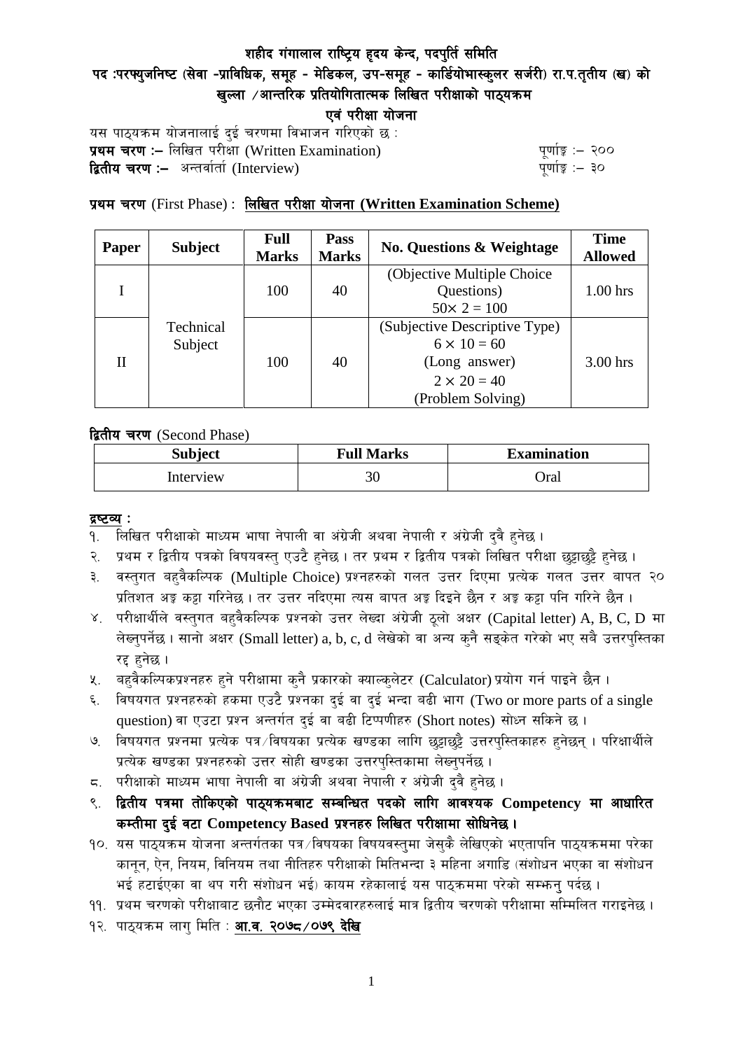# शहीद गंगालाल राष्ट्रिय हृदय केन्द, पदपुर्ति समिति

## पद :परफ्युजनिष्ट (सेवा -प्राविधिक, समूह - मेडिकल, उप-समूह - कार्डियोभास्कुलर सर्जरी) रा.प.तृतीय (ख) को खुल्ला /आन्तरिक प्रतियोगितात्मक लिखित परीक्षाको पाठ्यक्रम

## एवं परीक्षा योजना

यस पाठ्यक्रम योजनालाई दुई चरणमा विभाजन गरिएको छ :

**प्रथम चरण :–** लिखित परीक्षा (Written Examination) — पूर्णाङ्क :– २००

**द्वितीय चरण :–** अन्तर्वार्ता (Interview) — पूर्णाङ्क :– ३०

**प्रथम चरण** (First Phase) : **लिखित परीक्षा योजना (Written Examination Scheme)**

| Paper | Subject | Full Marks | Pass Marks | No. Questions & Weightage | Time Allowed |
|---|---|---|---|---|---|
| I | Technical Subject | 100 | 40 | (Objective Multiple Choice Questions) $50\times 2 = 100$ | 1.00 hrs |
| II | | 100 | 40 | (Subjective Descriptive Type) $6 \times 10 = 60$ (Long answer) $2 \times 20 = 40$ (Problem Solving) | 3.00 hrs |

**द्वितीय चरण** (Second Phase)

| Subject | Full Marks | Examination |
|---|---|---|
| Interview | 30 | Oral |

**द्रष्टव्य :**

१. लिखित परीक्षाको माध्यम भाषा नेपाली वा अंग्रेजी अथवा नेपाली र अंग्रेजी दुवै हुनेछ ।
२. प्रथम र द्वितीय पत्रको विषयवस्तु एउटै हुनेछ । तर प्रथम र द्वितीय पत्रको लिखित परीक्षा छुट्टाछुट्टै हुनेछ ।
३. वस्तुगत बहुवैकल्पिक (Multiple Choice) प्रश्नहरुको गलत उत्तर दिएमा प्रत्येक गलत उत्तर बापत २० प्रतिशत अङ्क कट्टा गरिनेछ । तर उत्तर नदिएमा त्यस बापत अङ्क दिइने छैन र अङ्क कट्टा पनि गरिने छैन ।
४. परीक्षार्थीले वस्तुगत बहुवैकल्पिक प्रश्नको उत्तर लेख्दा अंग्रेजी ठूलो अक्षर (Capital letter) A, B, C, D मा लेख्नुपर्नेछ । सानो अक्षर (Small letter) a, b, c, d लेखेको वा अन्य कुनै सङ्केत गरेको भए सबै उत्तरपुस्तिका रद्द हुनेछ ।
५. बहुवैकल्पिकप्रश्नहरु हुने परीक्षामा कुनै प्रकारको क्याल्कुलेटर (Calculator) प्रयोग गर्न पाइने छैन ।
६. विषयगत प्रश्नहरुको हकमा एउटै प्रश्नका दुई वा दुई भन्दा बढी भाग (Two or more parts of a single question) वा एउटा प्रश्न अन्तर्गत दुई वा बढी टिप्पणीहरु (Short notes) सोध्न सकिने छ ।
७. विषयगत प्रश्नमा प्रत्येक पत्र/विषयका प्रत्येक खण्डका लागि छुट्टाछुट्टै उत्तरपुस्तिकाहरु हुनेछन् । परिक्षार्थीले प्रत्येक खण्डका प्रश्नहरुको उत्तर सोही खण्डका उत्तरपुस्तिकामा लेख्नुपर्नेछ ।
८. परीक्षाको माध्यम भाषा नेपाली वा अंग्रेजी अथवा नेपाली र अंग्रेजी दुवै हुनेछ ।
९. **द्वितीय पत्रमा तोकिएको पाठ्यक्रमबाट सम्बन्धित पदको लागि आवश्यक Competency मा आधारित कम्तीमा दुई वटा Competency Based प्रश्नहरु लिखित परीक्षामा सोधिनेछ ।**
१०. यस पाठ्यक्रम योजना अन्तर्गतका पत्र/विषयका विषयवस्तुमा जेसुकै लेखिएको भएतापनि पाठ्यक्रममा परेका कानून, ऐन, नियम, विनियम तथा नीतिहरु परीक्षाको मितिभन्दा ३ महिना अगाडि (संशोधन भएका वा संशोधन भई हटाईएका वा थप गरी संशोधन भई) कायम रहेकालाई यस पाठ्क्रममा परेको सम्झनु पर्दछ ।
११. प्रथम चरणको परीक्षाबाट छनौट भएका उम्मेदवारहरुलाई मात्र द्वितीय चरणको परीक्षामा सम्मिलित गराइनेछ ।
१२. पाठ्यक्रम लागु मिति : **आ.व. २०७८/०७९ देखि**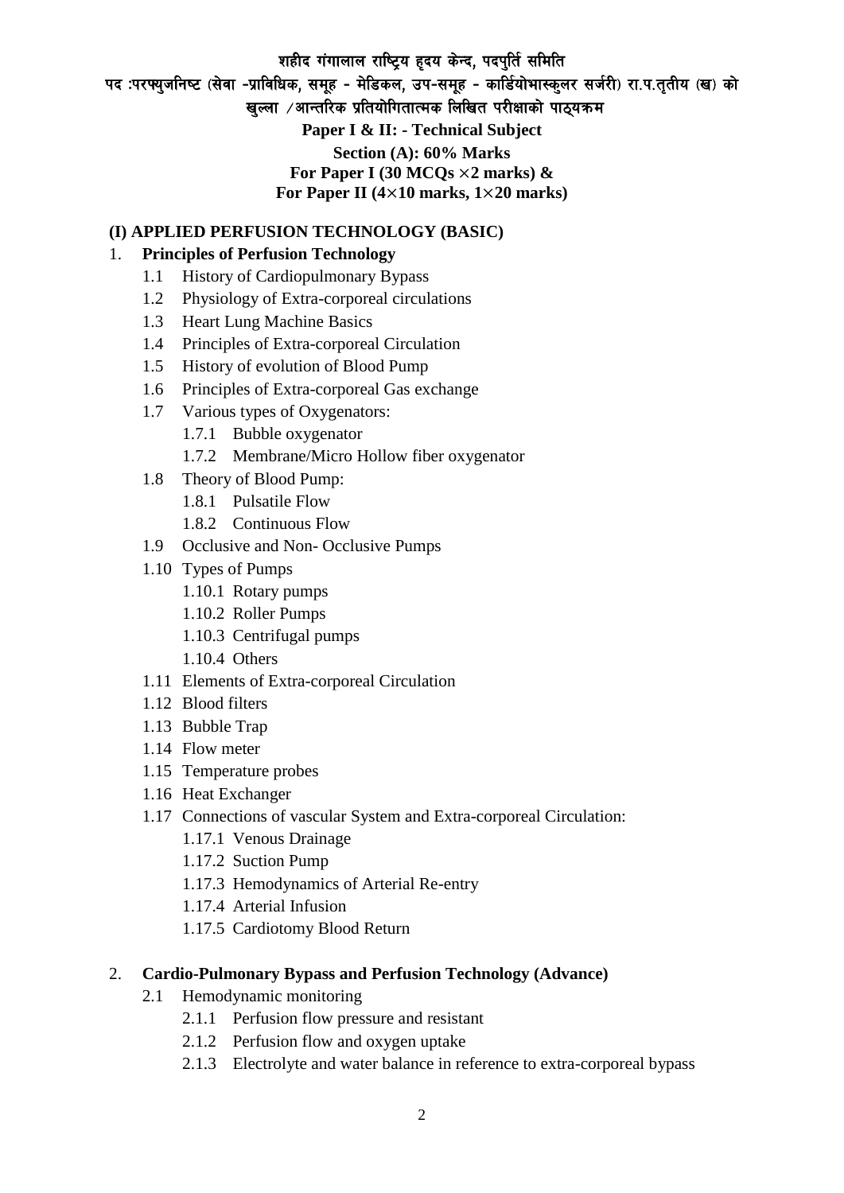शहीद गंगालाल राष्ट्रिय हृदय केन्द, पदपुर्ति समिति

पद :परफ्युजनिष्ट (सेवा -प्राविधिक, समूह - मेडिकल, उप-समूह - कार्डियोभास्कुलर सर्जरी) रा.प.तृतीय (ख) को

खुल्ला /आन्तरिक प्रतियोगितात्मक लिखित परीक्षाको पाठ्यक्रम

**Paper I & II: - Technical Subject**

**Section (A): 60% Marks**

**For Paper I (30 MCQs ×2 marks) &**

**For Paper II (4×10 marks, 1×20 marks)**

## (I) APPLIED PERFUSION TECHNOLOGY (BASIC)

1. **Principles of Perfusion Technology**
   - 1.1 History of Cardiopulmonary Bypass
   - 1.2 Physiology of Extra-corporeal circulations
   - 1.3 Heart Lung Machine Basics
   - 1.4 Principles of Extra-corporeal Circulation
   - 1.5 History of evolution of Blood Pump
   - 1.6 Principles of Extra-corporeal Gas exchange
   - 1.7 Various types of Oxygenators:
     - 1.7.1 Bubble oxygenator
     - 1.7.2 Membrane/Micro Hollow fiber oxygenator
   - 1.8 Theory of Blood Pump:
     - 1.8.1 Pulsatile Flow
     - 1.8.2 Continuous Flow
   - 1.9 Occlusive and Non- Occlusive Pumps
   - 1.10 Types of Pumps
     - 1.10.1 Rotary pumps
     - 1.10.2 Roller Pumps
     - 1.10.3 Centrifugal pumps
     - 1.10.4 Others
   - 1.11 Elements of Extra-corporeal Circulation
   - 1.12 Blood filters
   - 1.13 Bubble Trap
   - 1.14 Flow meter
   - 1.15 Temperature probes
   - 1.16 Heat Exchanger
   - 1.17 Connections of vascular System and Extra-corporeal Circulation:
     - 1.17.1 Venous Drainage
     - 1.17.2 Suction Pump
     - 1.17.3 Hemodynamics of Arterial Re-entry
     - 1.17.4 Arterial Infusion
     - 1.17.5 Cardiotomy Blood Return

2. **Cardio-Pulmonary Bypass and Perfusion Technology (Advance)**
   - 2.1 Hemodynamic monitoring
     - 2.1.1 Perfusion flow pressure and resistant
     - 2.1.2 Perfusion flow and oxygen uptake
     - 2.1.3 Electrolyte and water balance in reference to extra-corporeal bypass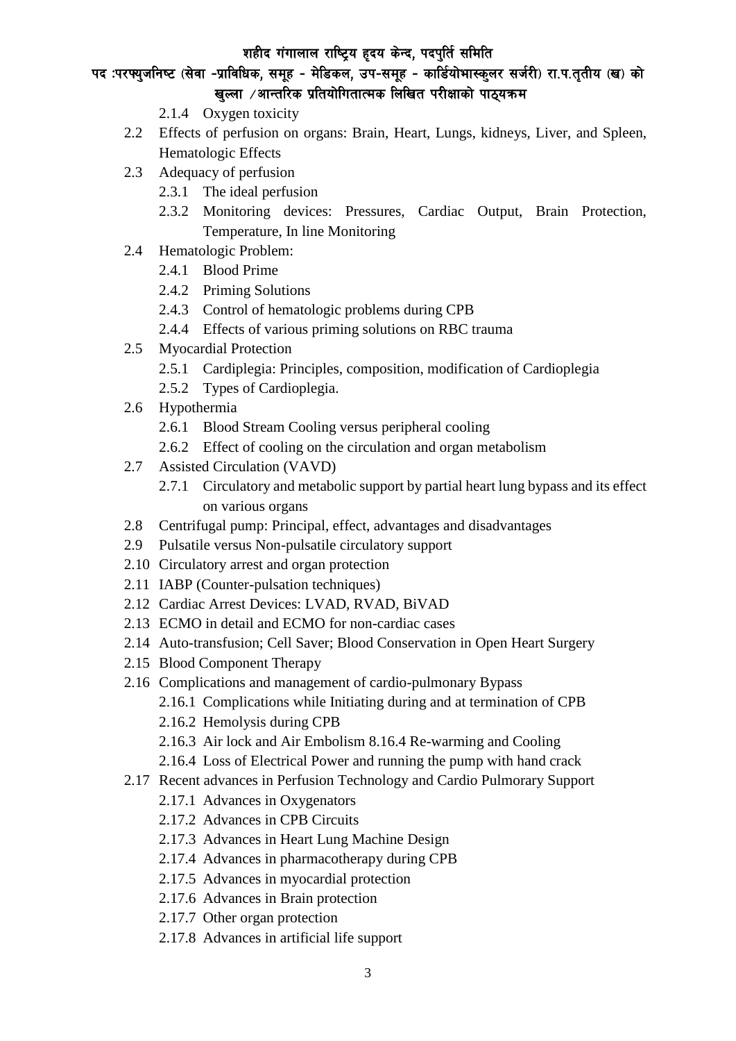- 2.1.4 Oxygen toxicity
- 2.2 Effects of perfusion on organs: Brain, Heart, Lungs, kidneys, Liver, and Spleen, Hematologic Effects
- 2.3 Adequacy of perfusion
    - 2.3.1 The ideal perfusion
    - 2.3.2 Monitoring devices: Pressures, Cardiac Output, Brain Protection, Temperature, In line Monitoring
- 2.4 Hematologic Problem:
    - 2.4.1 Blood Prime
    - 2.4.2 Priming Solutions
    - 2.4.3 Control of hematologic problems during CPB
    - 2.4.4 Effects of various priming solutions on RBC trauma
- 2.5 Myocardial Protection
    - 2.5.1 Cardiplegia: Principles, composition, modification of Cardioplegia
    - 2.5.2 Types of Cardioplegia.
- 2.6 Hypothermia
    - 2.6.1 Blood Stream Cooling versus peripheral cooling
    - 2.6.2 Effect of cooling on the circulation and organ metabolism
- 2.7 Assisted Circulation (VAVD)
    - 2.7.1 Circulatory and metabolic support by partial heart lung bypass and its effect on various organs
- 2.8 Centrifugal pump: Principal, effect, advantages and disadvantages
- 2.9 Pulsatile versus Non-pulsatile circulatory support
- 2.10 Circulatory arrest and organ protection
- 2.11 IABP (Counter-pulsation techniques)
- 2.12 Cardiac Arrest Devices: LVAD, RVAD, BiVAD
- 2.13 ECMO in detail and ECMO for non-cardiac cases
- 2.14 Auto-transfusion; Cell Saver; Blood Conservation in Open Heart Surgery
- 2.15 Blood Component Therapy
- 2.16 Complications and management of cardio-pulmonary Bypass
    - 2.16.1 Complications while Initiating during and at termination of CPB
    - 2.16.2 Hemolysis during CPB
    - 2.16.3 Air lock and Air Embolism 8.16.4 Re-warming and Cooling
    - 2.16.4 Loss of Electrical Power and running the pump with hand crack
- 2.17 Recent advances in Perfusion Technology and Cardio Pulmorary Support
    - 2.17.1 Advances in Oxygenators
    - 2.17.2 Advances in CPB Circuits
    - 2.17.3 Advances in Heart Lung Machine Design
    - 2.17.4 Advances in pharmacotherapy during CPB
    - 2.17.5 Advances in myocardial protection
    - 2.17.6 Advances in Brain protection
    - 2.17.7 Other organ protection
    - 2.17.8 Advances in artificial life support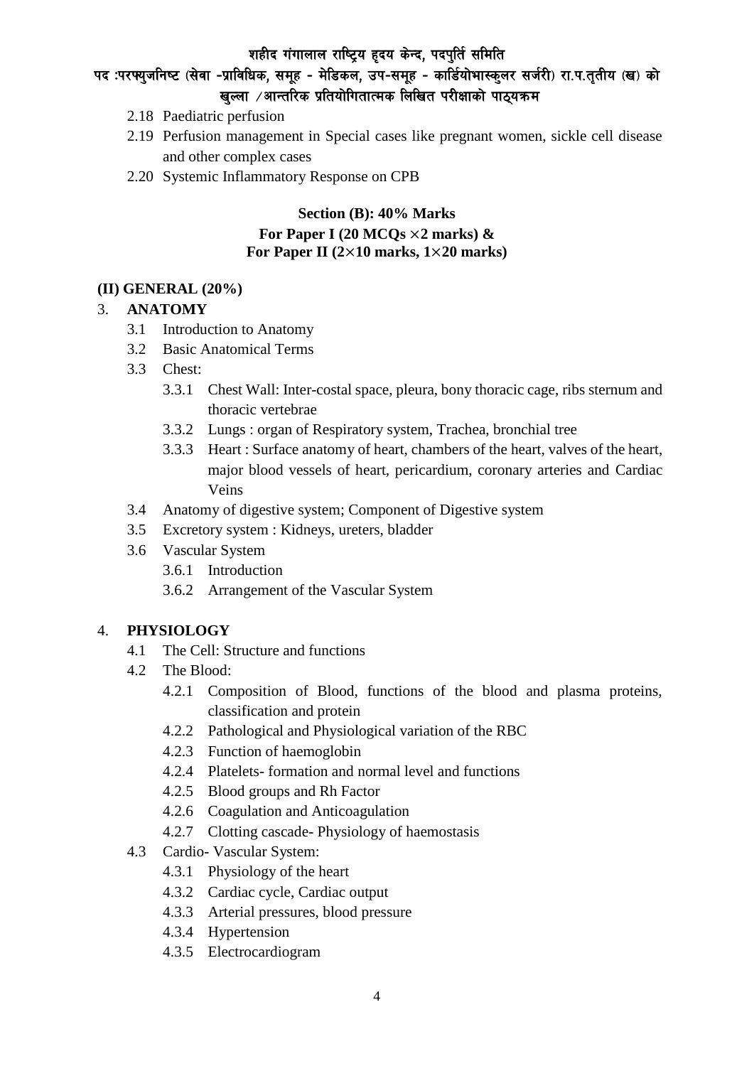2.18 Paediatric perfusion

2.19 Perfusion management in Special cases like pregnant women, sickle cell disease and other complex cases

2.20 Systemic Inflammatory Response on CPB

**Section (B): 40% Marks**
**For Paper I (20 MCQs $\times$2 marks) &**
**For Paper II (2$\times$10 marks, 1$\times$20 marks)**

**(II) GENERAL (20%)**

3. **ANATOMY**
   - 3.1 Introduction to Anatomy
   - 3.2 Basic Anatomical Terms
   - 3.3 Chest:
     - 3.3.1 Chest Wall: Inter-costal space, pleura, bony thoracic cage, ribs sternum and thoracic vertebrae
     - 3.3.2 Lungs : organ of Respiratory system, Trachea, bronchial tree
     - 3.3.3 Heart : Surface anatomy of heart, chambers of the heart, valves of the heart, major blood vessels of heart, pericardium, coronary arteries and Cardiac Veins
   - 3.4 Anatomy of digestive system; Component of Digestive system
   - 3.5 Excretory system : Kidneys, ureters, bladder
   - 3.6 Vascular System
     - 3.6.1 Introduction
     - 3.6.2 Arrangement of the Vascular System

4. **PHYSIOLOGY**
   - 4.1 The Cell: Structure and functions
   - 4.2 The Blood:
     - 4.2.1 Composition of Blood, functions of the blood and plasma proteins, classification and protein
     - 4.2.2 Pathological and Physiological variation of the RBC
     - 4.2.3 Function of haemoglobin
     - 4.2.4 Platelets- formation and normal level and functions
     - 4.2.5 Blood groups and Rh Factor
     - 4.2.6 Coagulation and Anticoagulation
     - 4.2.7 Clotting cascade- Physiology of haemostasis
   - 4.3 Cardio- Vascular System:
     - 4.3.1 Physiology of the heart
     - 4.3.2 Cardiac cycle, Cardiac output
     - 4.3.3 Arterial pressures, blood pressure
     - 4.3.4 Hypertension
     - 4.3.5 Electrocardiogram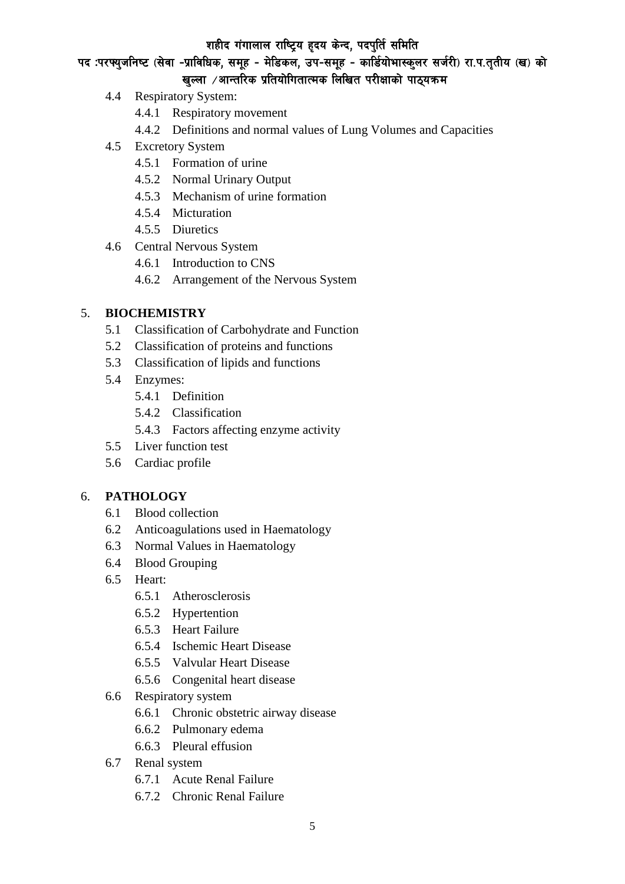- 4.4 Respiratory System:
    - 4.4.1 Respiratory movement
    - 4.4.2 Definitions and normal values of Lung Volumes and Capacities
- 4.5 Excretory System
    - 4.5.1 Formation of urine
    - 4.5.2 Normal Urinary Output
    - 4.5.3 Mechanism of urine formation
    - 4.5.4 Micturation
    - 4.5.5 Diuretics
- 4.6 Central Nervous System
    - 4.6.1 Introduction to CNS
    - 4.6.2 Arrangement of the Nervous System

## 5. BIOCHEMISTRY

- 5.1 Classification of Carbohydrate and Function
- 5.2 Classification of proteins and functions
- 5.3 Classification of lipids and functions
- 5.4 Enzymes:
    - 5.4.1 Definition
    - 5.4.2 Classification
    - 5.4.3 Factors affecting enzyme activity
- 5.5 Liver function test
- 5.6 Cardiac profile

## 6. PATHOLOGY

- 6.1 Blood collection
- 6.2 Anticoagulations used in Haematology
- 6.3 Normal Values in Haematology
- 6.4 Blood Grouping
- 6.5 Heart:
    - 6.5.1 Atherosclerosis
    - 6.5.2 Hypertention
    - 6.5.3 Heart Failure
    - 6.5.4 Ischemic Heart Disease
    - 6.5.5 Valvular Heart Disease
    - 6.5.6 Congenital heart disease
- 6.6 Respiratory system
    - 6.6.1 Chronic obstetric airway disease
    - 6.6.2 Pulmonary edema
    - 6.6.3 Pleural effusion
- 6.7 Renal system
    - 6.7.1 Acute Renal Failure
    - 6.7.2 Chronic Renal Failure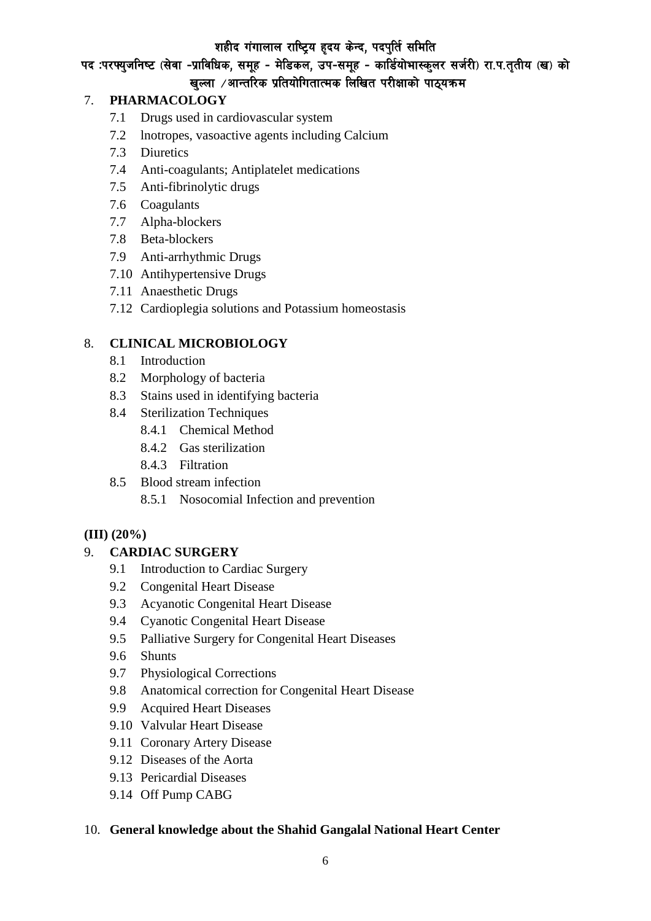## 7. PHARMACOLOGY

- 7.1 Drugs used in cardiovascular system
- 7.2 lnotropes, vasoactive agents including Calcium
- 7.3 Diuretics
- 7.4 Anti-coagulants; Antiplatelet medications
- 7.5 Anti-fibrinolytic drugs
- 7.6 Coagulants
- 7.7 Alpha-blockers
- 7.8 Beta-blockers
- 7.9 Anti-arrhythmic Drugs
- 7.10 Antihypertensive Drugs
- 7.11 Anaesthetic Drugs
- 7.12 Cardioplegia solutions and Potassium homeostasis

## 8. CLINICAL MICROBIOLOGY

- 8.1 Introduction
- 8.2 Morphology of bacteria
- 8.3 Stains used in identifying bacteria
- 8.4 Sterilization Techniques
  - 8.4.1 Chemical Method
  - 8.4.2 Gas sterilization
  - 8.4.3 Filtration
- 8.5 Blood stream infection
  - 8.5.1 Nosocomial Infection and prevention

**(III) (20%)**

## 9. CARDIAC SURGERY

- 9.1 Introduction to Cardiac Surgery
- 9.2 Congenital Heart Disease
- 9.3 Acyanotic Congenital Heart Disease
- 9.4 Cyanotic Congenital Heart Disease
- 9.5 Palliative Surgery for Congenital Heart Diseases
- 9.6 Shunts
- 9.7 Physiological Corrections
- 9.8 Anatomical correction for Congenital Heart Disease
- 9.9 Acquired Heart Diseases
- 9.10 Valvular Heart Disease
- 9.11 Coronary Artery Disease
- 9.12 Diseases of the Aorta
- 9.13 Pericardial Diseases
- 9.14 Off Pump CABG

## 10. General knowledge about the Shahid Gangalal National Heart Center